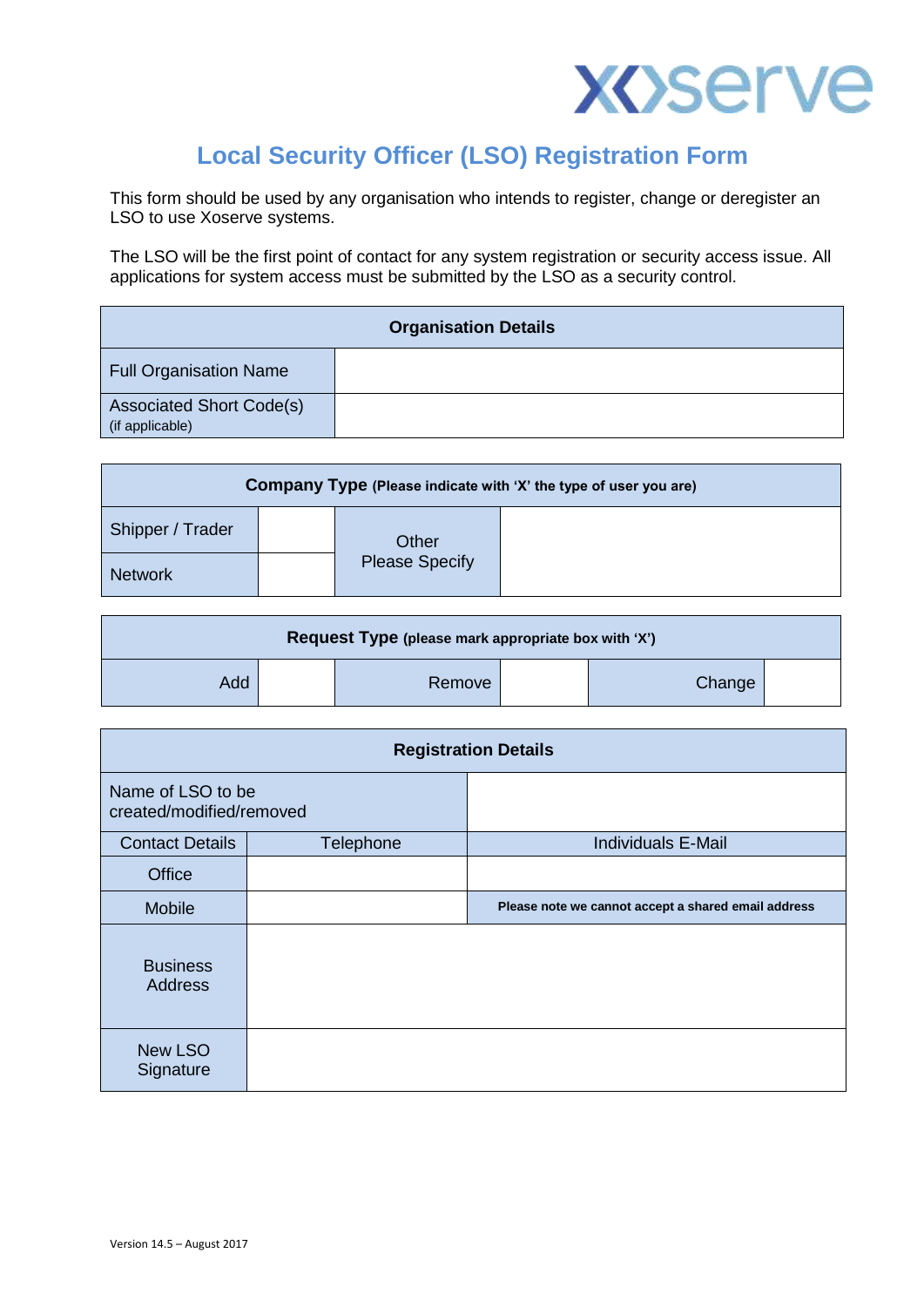# Local Security Officer (LSO) Registration Form

This form should be used by any organisation who intends to register, change or deregister an LSO to use Xoserve systems.

The LSO will be the first point of contact for any system registration or security access issue. All applications for system access must be submitted by the LSO as a security control.

| Organisation Details | |
|---|---|
| Full Organisation Name | |
| Associated Short Code(s) (if applicable) | |

| Company Type (Please indicate with 'X' the type of user you are) | | | |
|---|---|---|---|
| Shipper / Trader | | Other Please Specify | |
| Network | | | |

| Request Type (please mark appropriate box with 'X') | | | | | |
|---|---|---|---|---|---|
| Add | | Remove | | Change | |

| Registration Details | | |
|---|---|---|
| Name of LSO to be created/modified/removed | | |
| Contact Details | Telephone | Individuals E-Mail |
| Office | | |
| Mobile | | **Please note we cannot accept a shared email address** |
| Business Address | | |
| New LSO Signature | | |

Version 14.5 – August 2017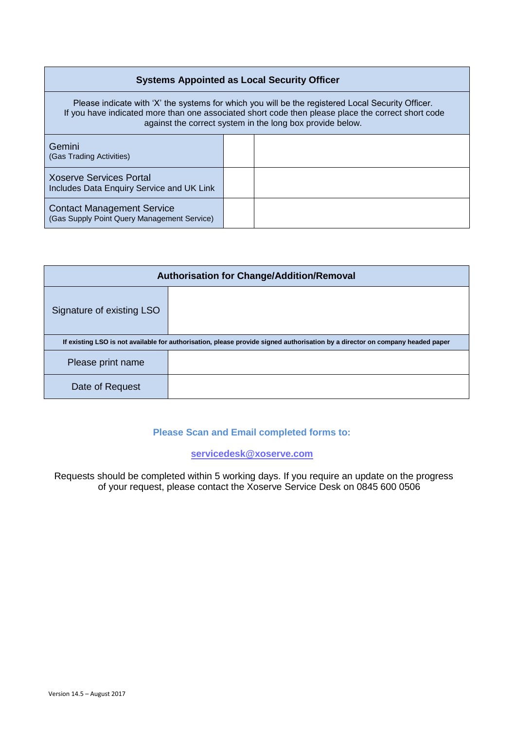| Systems Appointed as Local Security Officer | | |
|---|---|---|
| Please indicate with 'X' the systems for which you will be the registered Local Security Officer. If you have indicated more than one associated short code then please place the correct short code against the correct system in the long box provide below. | | |
| Gemini (Gas Trading Activities) | | |
| Xoserve Services Portal Includes Data Enquiry Service and UK Link | | |
| Contact Management Service (Gas Supply Point Query Management Service) | | |

| Authorisation for Change/Addition/Removal | |
|---|---|
| Signature of existing LSO | |
| **If existing LSO is not available for authorisation, please provide signed authorisation by a director on company headed paper** | |
| Please print name | |
| Date of Request | |

**Please Scan and Email completed forms to:**

**servicedesk@xoserve.com**

Requests should be completed within 5 working days. If you require an update on the progress of your request, please contact the Xoserve Service Desk on 0845 600 0506

Version 14.5 – August 2017